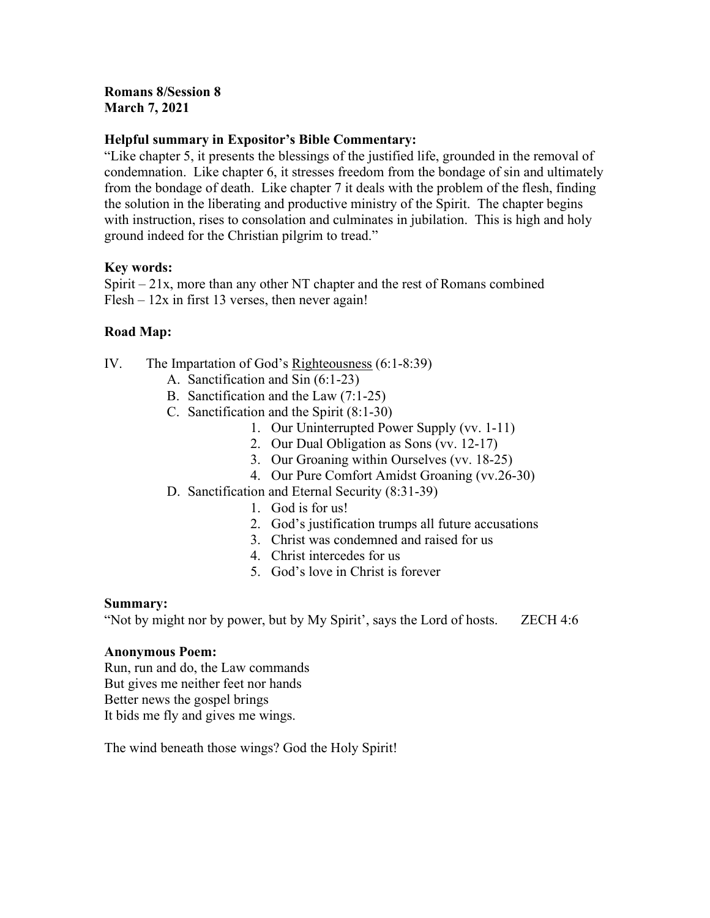**Romans 8/Session 8**
**March 7, 2021**

**Helpful summary in Expositor's Bible Commentary:**
"Like chapter 5, it presents the blessings of the justified life, grounded in the removal of condemnation. Like chapter 6, it stresses freedom from the bondage of sin and ultimately from the bondage of death. Like chapter 7 it deals with the problem of the flesh, finding the solution in the liberating and productive ministry of the Spirit. The chapter begins with instruction, rises to consolation and culminates in jubilation. This is high and holy ground indeed for the Christian pilgrim to tread."

**Key words:**
Spirit – 21x, more than any other NT chapter and the rest of Romans combined
Flesh – 12x in first 13 verses, then never again!

**Road Map:**

IV. The Impartation of God's <u>Righteousness</u> (6:1-8:39)
   - A. Sanctification and Sin (6:1-23)
   - B. Sanctification and the Law (7:1-25)
   - C. Sanctification and the Spirit (8:1-30)
     1. Our Uninterrupted Power Supply (vv. 1-11)
     2. Our Dual Obligation as Sons (vv. 12-17)
     3. Our Groaning within Ourselves (vv. 18-25)
     4. Our Pure Comfort Amidst Groaning (vv.26-30)
   - D. Sanctification and Eternal Security (8:31-39)
     1. God is for us!
     2. God's justification trumps all future accusations
     3. Christ was condemned and raised for us
     4. Christ intercedes for us
     5. God's love in Christ is forever

**Summary:**
"Not by might nor by power, but by My Spirit', says the Lord of hosts. ZECH 4:6

**Anonymous Poem:**
Run, run and do, the Law commands
But gives me neither feet nor hands
Better news the gospel brings
It bids me fly and gives me wings.

The wind beneath those wings? God the Holy Spirit!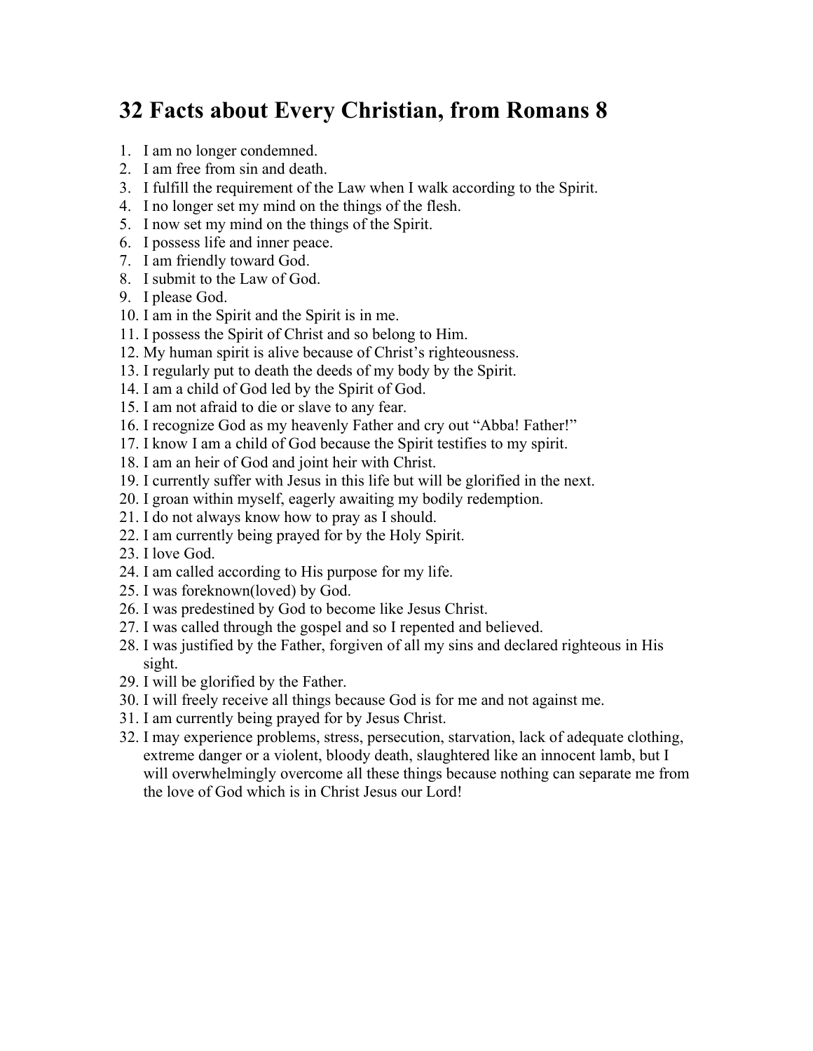## 32 Facts about Every Christian, from Romans 8

1. I am no longer condemned.
2. I am free from sin and death.
3. I fulfill the requirement of the Law when I walk according to the Spirit.
4. I no longer set my mind on the things of the flesh.
5. I now set my mind on the things of the Spirit.
6. I possess life and inner peace.
7. I am friendly toward God.
8. I submit to the Law of God.
9. I please God.
10. I am in the Spirit and the Spirit is in me.
11. I possess the Spirit of Christ and so belong to Him.
12. My human spirit is alive because of Christ's righteousness.
13. I regularly put to death the deeds of my body by the Spirit.
14. I am a child of God led by the Spirit of God.
15. I am not afraid to die or slave to any fear.
16. I recognize God as my heavenly Father and cry out "Abba! Father!"
17. I know I am a child of God because the Spirit testifies to my spirit.
18. I am an heir of God and joint heir with Christ.
19. I currently suffer with Jesus in this life but will be glorified in the next.
20. I groan within myself, eagerly awaiting my bodily redemption.
21. I do not always know how to pray as I should.
22. I am currently being prayed for by the Holy Spirit.
23. I love God.
24. I am called according to His purpose for my life.
25. I was foreknown(loved) by God.
26. I was predestined by God to become like Jesus Christ.
27. I was called through the gospel and so I repented and believed.
28. I was justified by the Father, forgiven of all my sins and declared righteous in His sight.
29. I will be glorified by the Father.
30. I will freely receive all things because God is for me and not against me.
31. I am currently being prayed for by Jesus Christ.
32. I may experience problems, stress, persecution, starvation, lack of adequate clothing, extreme danger or a violent, bloody death, slaughtered like an innocent lamb, but I will overwhelmingly overcome all these things because nothing can separate me from the love of God which is in Christ Jesus our Lord!